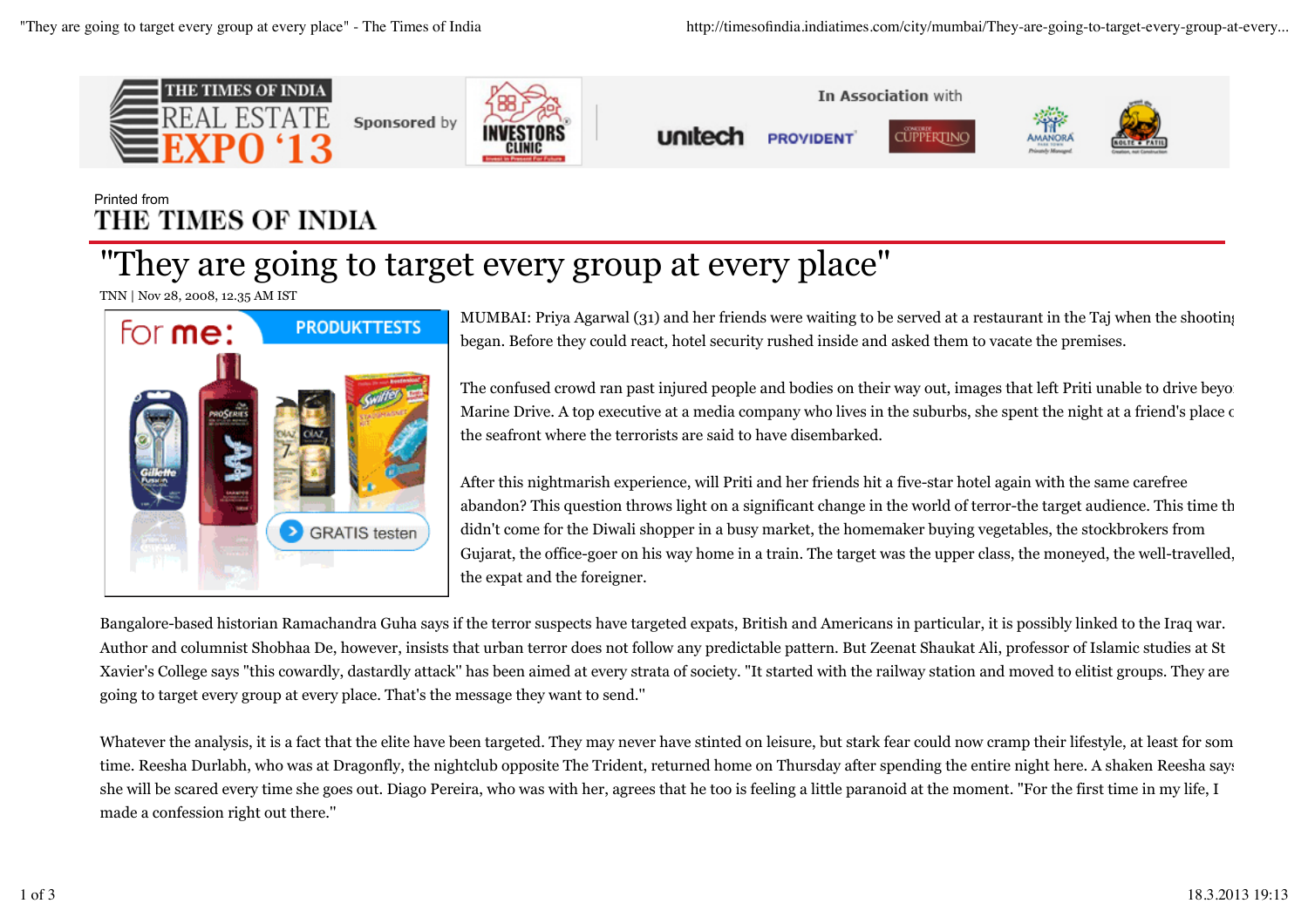Printed from
THE TIMES OF INDIA

# "They are going to target every group at every place"

TNN | Nov 28, 2008, 12.35 AM IST

MUMBAI: Priya Agarwal (31) and her friends were waiting to be served at a restaurant in the Taj when the shooting began. Before they could react, hotel security rushed inside and asked them to vacate the premises.

The confused crowd ran past injured people and bodies on their way out, images that left Priti unable to drive beyo Marine Drive. A top executive at a media company who lives in the suburbs, she spent the night at a friend's place c the seafront where the terrorists are said to have disembarked.

After this nightmarish experience, will Priti and her friends hit a five-star hotel again with the same carefree abandon? This question throws light on a significant change in the world of terror-the target audience. This time th didn't come for the Diwali shopper in a busy market, the homemaker buying vegetables, the stockbrokers from Gujarat, the office-goer on his way home in a train. The target was the upper class, the moneyed, the well-travelled, the expat and the foreigner.

Bangalore-based historian Ramachandra Guha says if the terror suspects have targeted expats, British and Americans in particular, it is possibly linked to the Iraq war. Author and columnist Shobhaa De, however, insists that urban terror does not follow any predictable pattern. But Zeenat Shaukat Ali, professor of Islamic studies at St Xavier's College says "this cowardly, dastardly attack" has been aimed at every strata of society. "It started with the railway station and moved to elitist groups. They are going to target every group at every place. That's the message they want to send."

Whatever the analysis, it is a fact that the elite have been targeted. They may never have stinted on leisure, but stark fear could now cramp their lifestyle, at least for som time. Reesha Durlabh, who was at Dragonfly, the nightclub opposite The Trident, returned home on Thursday after spending the entire night here. A shaken Reesha says she will be scared every time she goes out. Diago Pereira, who was with her, agrees that he too is feeling a little paranoid at the moment. "For the first time in my life, I made a confession right out there."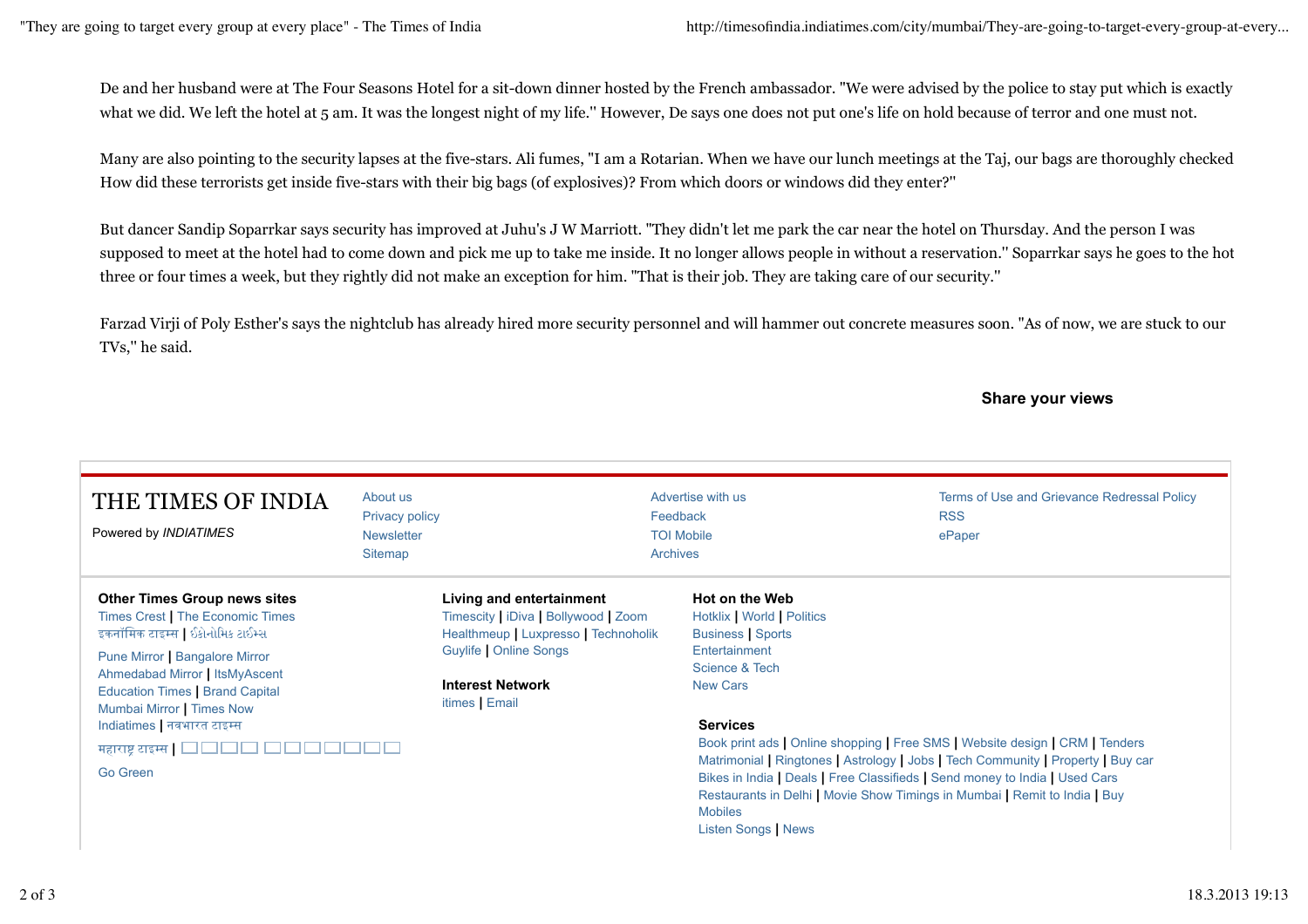De and her husband were at The Four Seasons Hotel for a sit-down dinner hosted by the French ambassador. "We were advised by the police to stay put which is exactly what we did. We left the hotel at 5 am. It was the longest night of my life.'' However, De says one does not put one's life on hold because of terror and one must not.

Many are also pointing to the security lapses at the five-stars. Ali fumes, "I am a Rotarian. When we have our lunch meetings at the Taj, our bags are thoroughly checked How did these terrorists get inside five-stars with their big bags (of explosives)? From which doors or windows did they enter?''

But dancer Sandip Soparrkar says security has improved at Juhu's J W Marriott. "They didn't let me park the car near the hotel on Thursday. And the person I was supposed to meet at the hotel had to come down and pick me up to take me inside. It no longer allows people in without a reservation.'' Soparrkar says he goes to the hot three or four times a week, but they rightly did not make an exception for him. "That is their job. They are taking care of our security.''

Farzad Virji of Poly Esther's says the nightclub has already hired more security personnel and will hammer out concrete measures soon. "As of now, we are stuck to our TVs,'' he said.

**Share your views**

THE TIMES OF INDIA

Powered by *INDIATIMES*

About us | Privacy policy | Newsletter | Sitemap

Advertise with us | Feedback | TOI Mobile | Archives

Terms of Use and Grievance Redressal Policy | RSS | ePaper

**Other Times Group news sites**

Times Crest | The Economic Times
इकनॉमिक टाइम्स | ઈકોનોમિક ટાઈમ્સ
Pune Mirror | Bangalore Mirror
Ahmedabad Mirror | ItsMyAscent
Education Times | Brand Capital
Mumbai Mirror | Times Now
Indiatimes | नवभारत टाइम्स
महाराष्ट्र टाइम्स | □□□□ □□□□□□□

Go Green

**Living and entertainment**

Timescity | iDiva | Bollywood | Zoom
Healthmeup | Luxpresso | Technoholik
Guylife | Online Songs

**Interest Network**

itimes | Email

**Hot on the Web**

Hotklix | World | Politics
Business | Sports
Entertainment
Science & Tech
New Cars

**Services**

Book print ads | Online shopping | Free SMS | Website design | CRM | Tenders
Matrimonial | Ringtones | Astrology | Jobs | Tech Community | Property | Buy car
Bikes in India | Deals | Free Classifieds | Send money to India | Used Cars
Restaurants in Delhi | Movie Show Timings in Mumbai | Remit to India | Buy Mobiles
Listen Songs | News